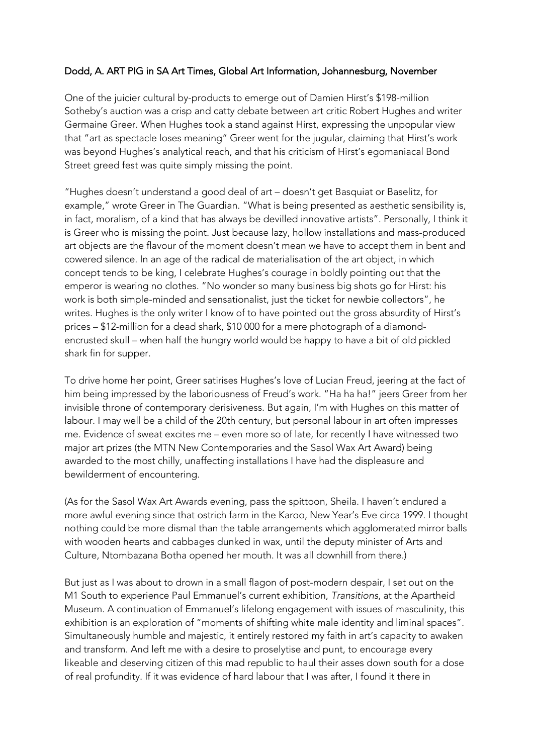Dodd, A. ART PIG in SA Art Times, Global Art Information, Johannesburg, November

One of the juicier cultural by-products to emerge out of Damien Hirst's $198-million Sotheby's auction was a crisp and catty debate between art critic Robert Hughes and writer Germaine Greer. When Hughes took a stand against Hirst, expressing the unpopular view that "art as spectacle loses meaning" Greer went for the jugular, claiming that Hirst's work was beyond Hughes's analytical reach, and that his criticism of Hirst's egomaniacal Bond Street greed fest was quite simply missing the point.

"Hughes doesn't understand a good deal of art – doesn't get Basquiat or Baselitz, for example," wrote Greer in The Guardian. "What is being presented as aesthetic sensibility is, in fact, moralism, of a kind that has always be devilled innovative artists". Personally, I think it is Greer who is missing the point. Just because lazy, hollow installations and mass-produced art objects are the flavour of the moment doesn't mean we have to accept them in bent and cowered silence. In an age of the radical de materialisation of the art object, in which concept tends to be king, I celebrate Hughes's courage in boldly pointing out that the emperor is wearing no clothes. "No wonder so many business big shots go for Hirst: his work is both simple-minded and sensationalist, just the ticket for newbie collectors", he writes. Hughes is the only writer I know of to have pointed out the gross absurdity of Hirst's prices – $12-million for a dead shark, $10 000 for a mere photograph of a diamond-encrusted skull – when half the hungry world would be happy to have a bit of old pickled shark fin for supper.

To drive home her point, Greer satirises Hughes's love of Lucian Freud, jeering at the fact of him being impressed by the laboriousness of Freud's work. "Ha ha ha!" jeers Greer from her invisible throne of contemporary derisiveness. But again, I'm with Hughes on this matter of labour. I may well be a child of the 20th century, but personal labour in art often impresses me. Evidence of sweat excites me – even more so of late, for recently I have witnessed two major art prizes (the MTN New Contemporaries and the Sasol Wax Art Award) being awarded to the most chilly, unaffecting installations I have had the displeasure and bewilderment of encountering.

(As for the Sasol Wax Art Awards evening, pass the spittoon, Sheila. I haven't endured a more awful evening since that ostrich farm in the Karoo, New Year's Eve circa 1999. I thought nothing could be more dismal than the table arrangements which agglomerated mirror balls with wooden hearts and cabbages dunked in wax, until the deputy minister of Arts and Culture, Ntombazana Botha opened her mouth. It was all downhill from there.)

But just as I was about to drown in a small flagon of post-modern despair, I set out on the M1 South to experience Paul Emmanuel's current exhibition, *Transitions*, at the Apartheid Museum. A continuation of Emmanuel's lifelong engagement with issues of masculinity, this exhibition is an exploration of "moments of shifting white male identity and liminal spaces". Simultaneously humble and majestic, it entirely restored my faith in art's capacity to awaken and transform. And left me with a desire to proselytise and punt, to encourage every likeable and deserving citizen of this mad republic to haul their asses down south for a dose of real profundity. If it was evidence of hard labour that I was after, I found it there in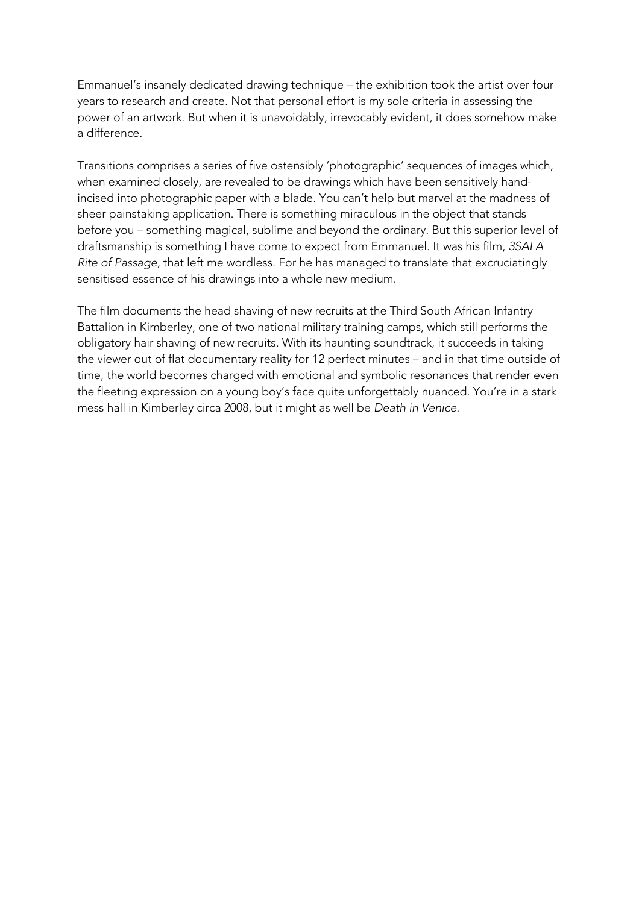Emmanuel's insanely dedicated drawing technique – the exhibition took the artist over four years to research and create. Not that personal effort is my sole criteria in assessing the power of an artwork. But when it is unavoidably, irrevocably evident, it does somehow make a difference.

Transitions comprises a series of five ostensibly 'photographic' sequences of images which, when examined closely, are revealed to be drawings which have been sensitively hand-incised into photographic paper with a blade. You can't help but marvel at the madness of sheer painstaking application. There is something miraculous in the object that stands before you – something magical, sublime and beyond the ordinary. But this superior level of draftsmanship is something I have come to expect from Emmanuel. It was his film, *3SAI A Rite of Passage*, that left me wordless. For he has managed to translate that excruciatingly sensitised essence of his drawings into a whole new medium.

The film documents the head shaving of new recruits at the Third South African Infantry Battalion in Kimberley, one of two national military training camps, which still performs the obligatory hair shaving of new recruits. With its haunting soundtrack, it succeeds in taking the viewer out of flat documentary reality for 12 perfect minutes – and in that time outside of time, the world becomes charged with emotional and symbolic resonances that render even the fleeting expression on a young boy's face quite unforgettably nuanced. You're in a stark mess hall in Kimberley circa 2008, but it might as well be *Death in Venice*.